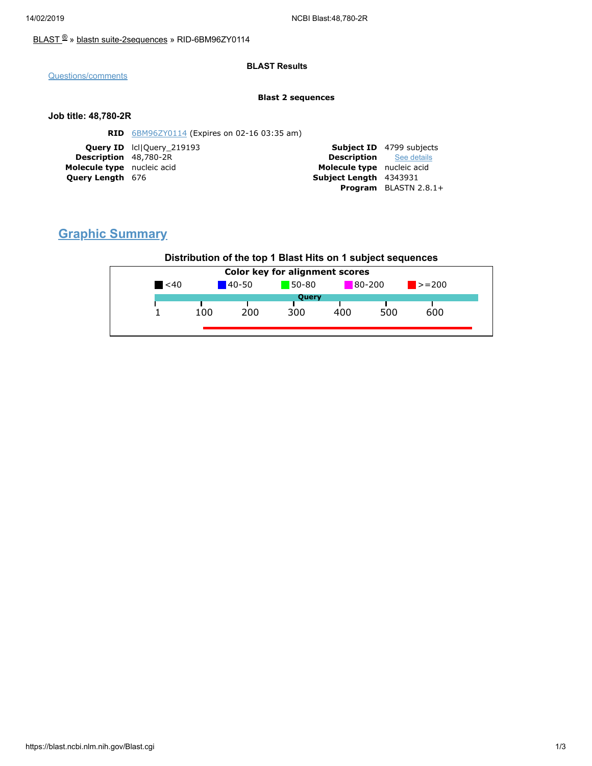BLAST ® » blastn suite-2sequences » RID-6BM96ZY0114

Questions/comments

**BLAST Results**

**Blast 2 sequences**

**Job title: 48,780-2R**

**RID** 6BM96ZY0114 (Expires on 02-16 03:35 am)

| | | | |
|---|---|---|---|
| **Query ID** | lcl\|Query_219193 | **Subject ID** | 4799 subjects |
| **Description** | 48,780-2R | **Description** | See details |
| **Molecule type** | nucleic acid | **Molecule type** | nucleic acid |
| **Query Length** | 676 | **Subject Length** | 4343931 |
| | | **Program** | BLASTN 2.8.1+ |

## Graphic Summary

**Distribution of the top 1 Blast Hits on 1 subject sequences**

**Color key for alignment scores**

<40 | 40-50 | 50-80 | 80-200 | >=200

Query

1 100 200 300 400 500 600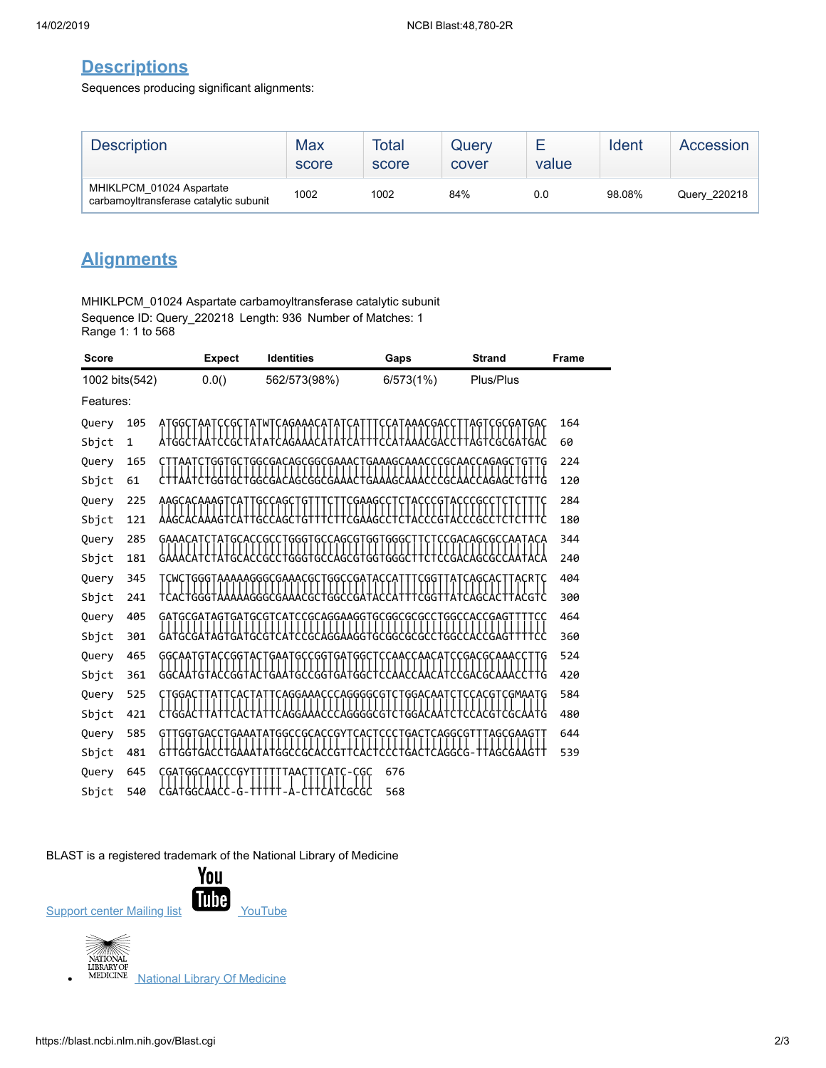## Descriptions

Sequences producing significant alignments:

| Description | Max score | Total score | Query cover | E value | Ident | Accession |
|---|---|---|---|---|---|---|
| MHIKLPCM_01024 Aspartate carbamoyltransferase catalytic subunit | 1002 | 1002 | 84% | 0.0 | 98.08% | Query_220218 |

## Alignments

MHIKLPCM_01024 Aspartate carbamoyltransferase catalytic subunit
Sequence ID: Query_220218 Length: 936 Number of Matches: 1
Range 1: 1 to 568

| Score | Expect | Identities | Gaps | Strand | Frame |
|---|---|---|---|---|---|
| 1002 bits(542) | 0.0() | 562/573(98%) | 6/573(1%) | Plus/Plus | |

Features:

```
Query  105  ATGGCTAATCCGCTATWTCAGAAACATATCATTTCCATAAACGACCTTAGTCGCGATGAC  164
Sbjct  1    ATGGCTAATCCGCTATATCAGAAACATATCATTTCCATAAACGACCTTAGTCGCGATGAC  60
Query  165  CTTAATCTGGTGCTGGCGACAGCGGCGAAACTGAAAGCAAACCCGCAACCAGAGCTGTTG  224
Sbjct  61   CTTAATCTGGTGCTGGCGACAGCGGCGAAACTGAAAGCAAACCCGCAACCAGAGCTGTTG  120
Query  225  AAGCACAAAGTCATTGCCAGCTGTTTCTTCGAAGCCTCTACCCGTACCCGCCTCTCTTTC  284
Sbjct  121  AAGCACAAAGTCATTGCCAGCTGTTTCTTCGAAGCCTCTACCCGTACCCGCCTCTCTTTC  180
Query  285  GAAACATCTATGCACCGCCTGGGTGCCAGCGTGGTGGGCTTCTCCGACAGCGCCAATACA  344
Sbjct  181  GAAACATCTATGCACCGCCTGGGTGCCAGCGTGGTGGGCTTCTCCGACAGCGCCAATACA  240
Query  345  TCWCTGGGTAAAAAGGGCGAAACGCTGGCCGATACCATTTCGGTTATCAGCACTTACRTC  404
Sbjct  241  TCACTGGGTAAAAAGGGCGAAACGCTGGCCGATACCATTTCGGTTATCAGCACTTACGTC  300
Query  405  GATGCGATAGTGATGCGTCATCCGCAGGAAGGTGCGGCGCGCCTGGCCACCGAGTTTTCC  464
Sbjct  301  GATGCGATAGTGATGCGTCATCCGCAGGAAGGTGCGGCGCGCCTGGCCACCGAGTTTTCC  360
Query  465  GGCAATGTACCGGTACTGAATGCCGGTGATGGCTCCAACCAACATCCGACGCAAACCTTG  524
Sbjct  361  GGCAATGTACCGGTACTGAATGCCGGTGATGGCTCCAACCAACATCCGACGCAAACCTTG  420
Query  525  CTGGACTTATTCACTATTCAGGAAACCCAGGGGCGTCTGGACAATCTCCACGTCGMAATG  584
Sbjct  421  CTGGACTTATTCACTATTCAGGAAACCCAGGGGCGTCTGGACAATCTCCACGTCGCAATG  480
Query  585  GTTGGTGACCTGAAATATGGCCGCACCGYTCACTCCCTGACTCAGGCGTTTAGCGAAGTT  644
Sbjct  481  GTTGGTGACCTGAAATATGGCCGCACCGTTCACTCCCTGACTCAGGCG-TTAGCGAAGTT  539
Query  645  CGATGGCAACCCGYTTTTTTAACTTCATC-CGC  676
Sbjct  540  CGATGGCAACC-G-TTTTT-A-CTTCATCGCGC  568
```

BLAST is a registered trademark of the National Library of Medicine

Support center Mailing list YouTube

- National Library Of Medicine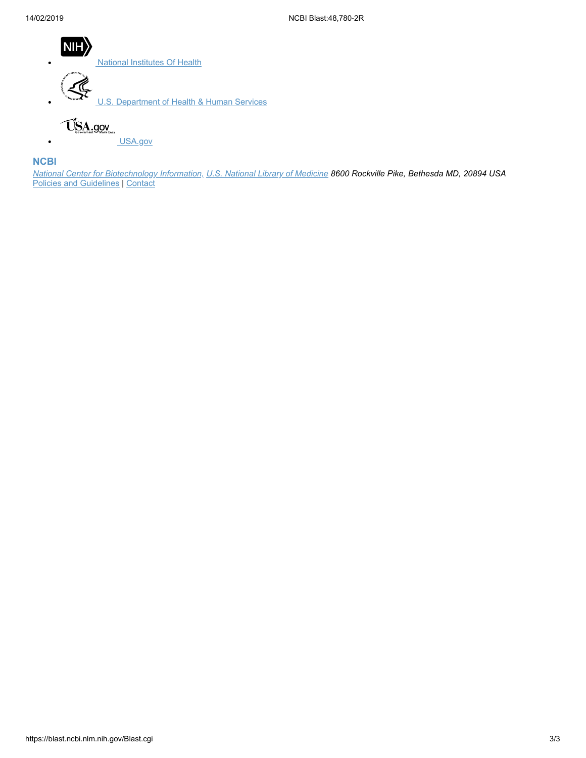- National Institutes Of Health
- U.S. Department of Health & Human Services
- USA.gov

**NCBI**

*National Center for Biotechnology Information, U.S. National Library of Medicine 8600 Rockville Pike, Bethesda MD, 20894 USA*
Policies and Guidelines | Contact